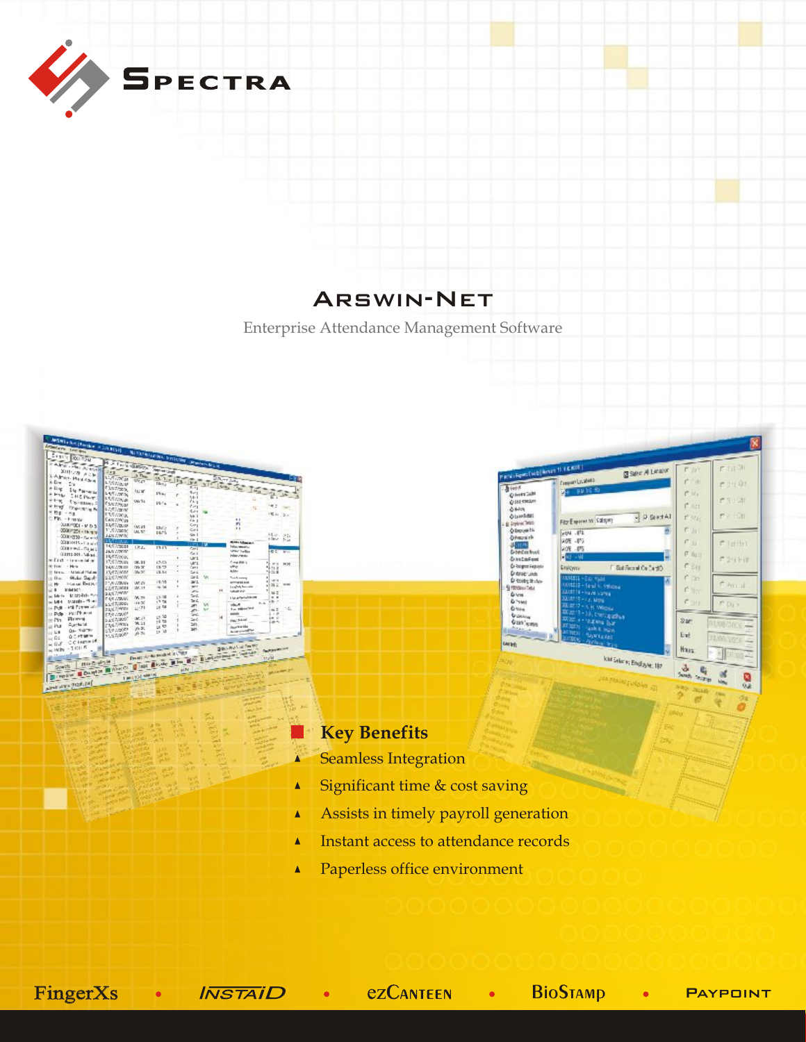Spectra

# Arswin-Net

Enterprise Attendance Management Software

## Key Benefits

- Seamless Integration
- Significant time & cost saving
- Assists in timely payroll generation
- Instant access to attendance records
- Paperless office environment

FingerXs • INSTAID • ezCanteen • BioStamp • Paypoint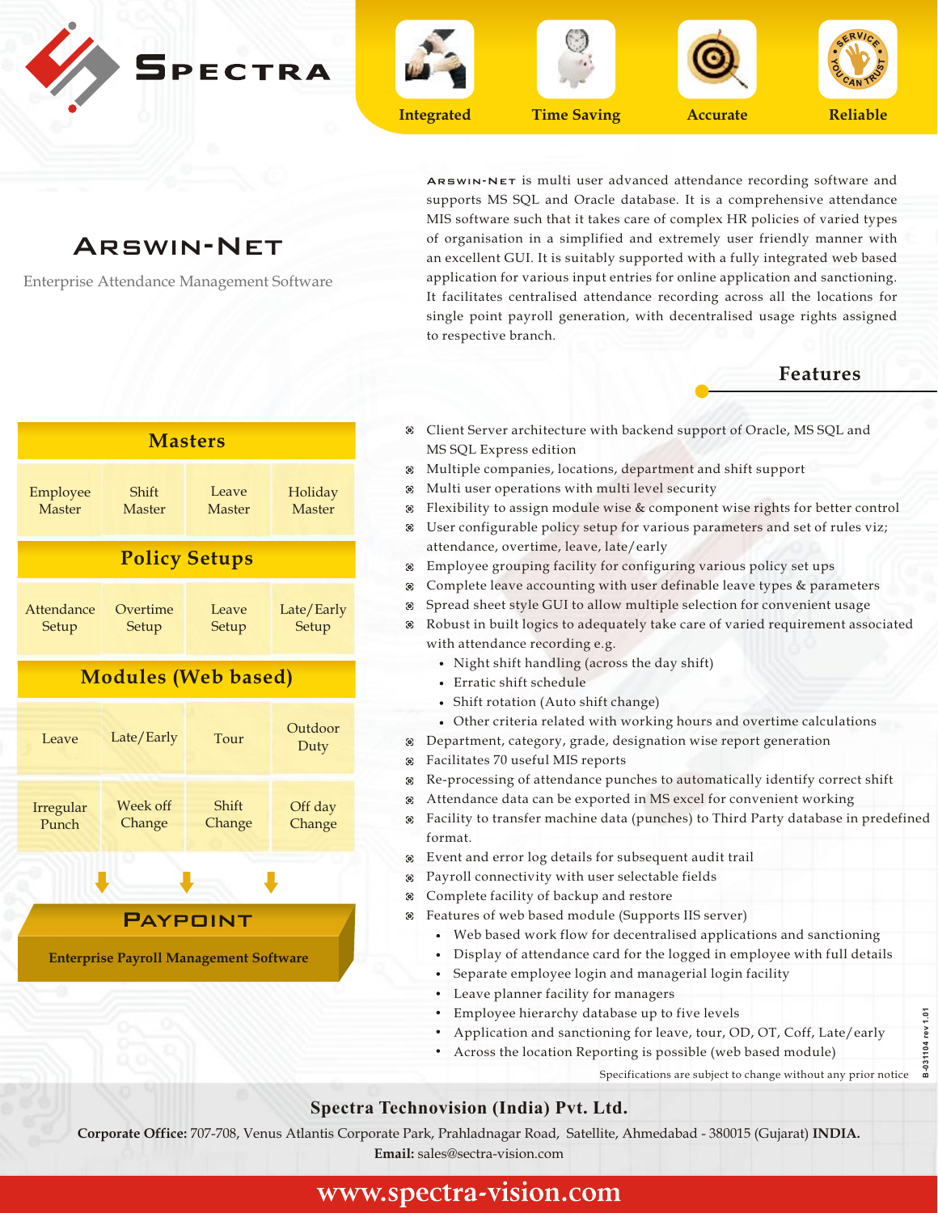Spectra

Integrated | Time Saving | Accurate | Reliable

# ARSWIN-NET

Enterprise Attendance Management Software

ARSWIN-NET is multi user advanced attendance recording software and supports MS SQL and Oracle database. It is a comprehensive attendance MIS software such that it takes care of complex HR policies of varied types of organisation in a simplified and extremely user friendly manner with an excellent GUI. It is suitably supported with a fully integrated web based application for various input entries for online application and sanctioning. It facilitates centralised attendance recording across all the locations for single point payroll generation, with decentralised usage rights assigned to respective branch.

## Masters

| | | | |
|---|---|---|---|
| Employee Master | Shift Master | Leave Master | Holiday Master |

## Policy Setups

| | | | |
|---|---|---|---|
| Attendance Setup | Overtime Setup | Leave Setup | Late/Early Setup |

## Modules (Web based)

| | | | |
|---|---|---|---|
| Leave | Late/Early | Tour | Outdoor Duty |
| Irregular Punch | Week off Change | Shift Change | Off day Change |

## PAYPOINT

**Enterprise Payroll Management Software**

## Features

- Client Server architecture with backend support of Oracle, MS SQL and MS SQL Express edition
- Multiple companies, locations, department and shift support
- Multi user operations with multi level security
- Flexibility to assign module wise & component wise rights for better control
- User configurable policy setup for various parameters and set of rules viz; attendance, overtime, leave, late/early
- Employee grouping facility for configuring various policy set ups
- Complete leave accounting with user definable leave types & parameters
- Spread sheet style GUI to allow multiple selection for convenient usage
- Robust in built logics to adequately take care of varied requirement associated with attendance recording e.g.
  - Night shift handling (across the day shift)
  - Erratic shift schedule
  - Shift rotation (Auto shift change)
  - Other criteria related with working hours and overtime calculations
- Department, category, grade, designation wise report generation
- Facilitates 70 useful MIS reports
- Re-processing of attendance punches to automatically identify correct shift
- Attendance data can be exported in MS excel for convenient working
- Facility to transfer machine data (punches) to Third Party database in predefined format.
- Event and error log details for subsequent audit trail
- Payroll connectivity with user selectable fields
- Complete facility of backup and restore
- Features of web based module (Supports IIS server)
  - Web based work flow for decentralised applications and sanctioning
  - Display of attendance card for the logged in employee with full details
  - Separate employee login and managerial login facility
  - Leave planner facility for managers
  - Employee hierarchy database up to five levels
  - Application and sanctioning for leave, tour, OD, Coff, Late/early
  - Across the location Reporting is possible (web based module)

Specifications are subject to change without any prior notice

B-031104 rev 1.01

**Spectra Technovision (India) Pvt. Ltd.**

**Corporate Office:** 707-708, Venus Atlantis Corporate Park, Prahladnagar Road, Satellite, Ahmedabad - 380015 (Gujarat) **INDIA.**

**Email:** sales@sectra-vision.com

**www.spectra-vision.com**